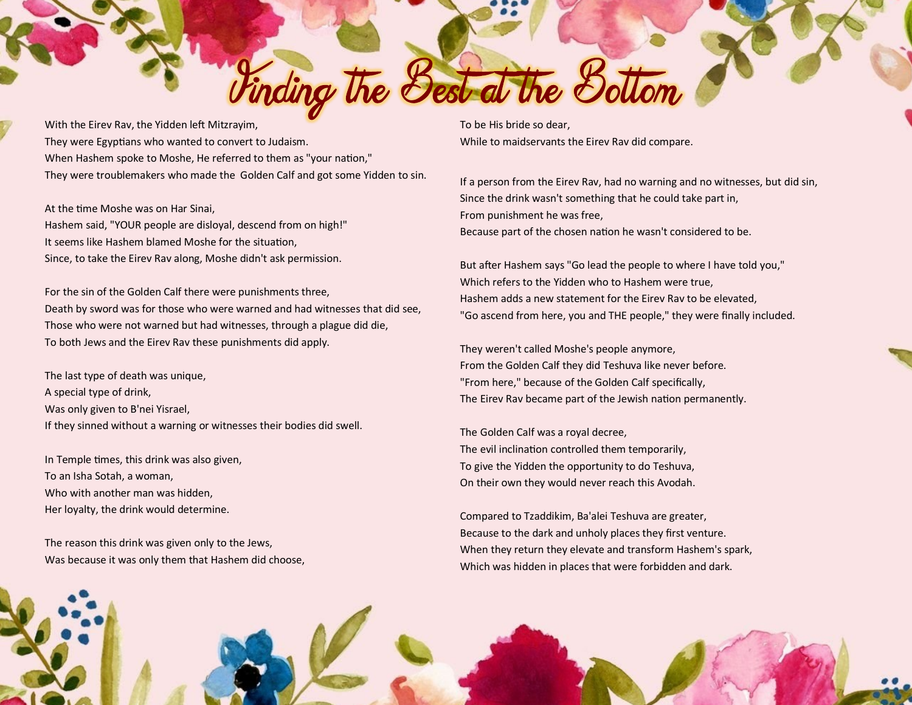# Finding the Best at the Bottom

With the Eirev Rav, the Yidden left Mitzrayim,
They were Egyptians who wanted to convert to Judaism.
When Hashem spoke to Moshe, He referred to them as "your nation,"
They were troublemakers who made the Golden Calf and got some Yidden to sin.

At the time Moshe was on Har Sinai,
Hashem said, "YOUR people are disloyal, descend from on high!"
It seems like Hashem blamed Moshe for the situation,
Since, to take the Eirev Rav along, Moshe didn't ask permission.

For the sin of the Golden Calf there were punishments three,
Death by sword was for those who were warned and had witnesses that did see,
Those who were not warned but had witnesses, through a plague did die,
To both Jews and the Eirev Rav these punishments did apply.

The last type of death was unique,
A special type of drink,
Was only given to B'nei Yisrael,
If they sinned without a warning or witnesses their bodies did swell.

In Temple times, this drink was also given,
To an Isha Sotah, a woman,
Who with another man was hidden,
Her loyalty, the drink would determine.

The reason this drink was given only to the Jews,
Was because it was only them that Hashem did choose,
To be His bride so dear,
While to maidservants the Eirev Rav did compare.

If a person from the Eirev Rav, had no warning and no witnesses, but did sin,
Since the drink wasn't something that he could take part in,
From punishment he was free,
Because part of the chosen nation he wasn't considered to be.

But after Hashem says "Go lead the people to where I have told you,"
Which refers to the Yidden who to Hashem were true,
Hashem adds a new statement for the Eirev Rav to be elevated,
"Go ascend from here, you and THE people," they were finally included.

They weren't called Moshe's people anymore,
From the Golden Calf they did Teshuva like never before.
"From here," because of the Golden Calf specifically,
The Eirev Rav became part of the Jewish nation permanently.

The Golden Calf was a royal decree,
The evil inclination controlled them temporarily,
To give the Yidden the opportunity to do Teshuva,
On their own they would never reach this Avodah.

Compared to Tzaddikim, Ba'alei Teshuva are greater,
Because to the dark and unholy places they first venture.
When they return they elevate and transform Hashem's spark,
Which was hidden in places that were forbidden and dark.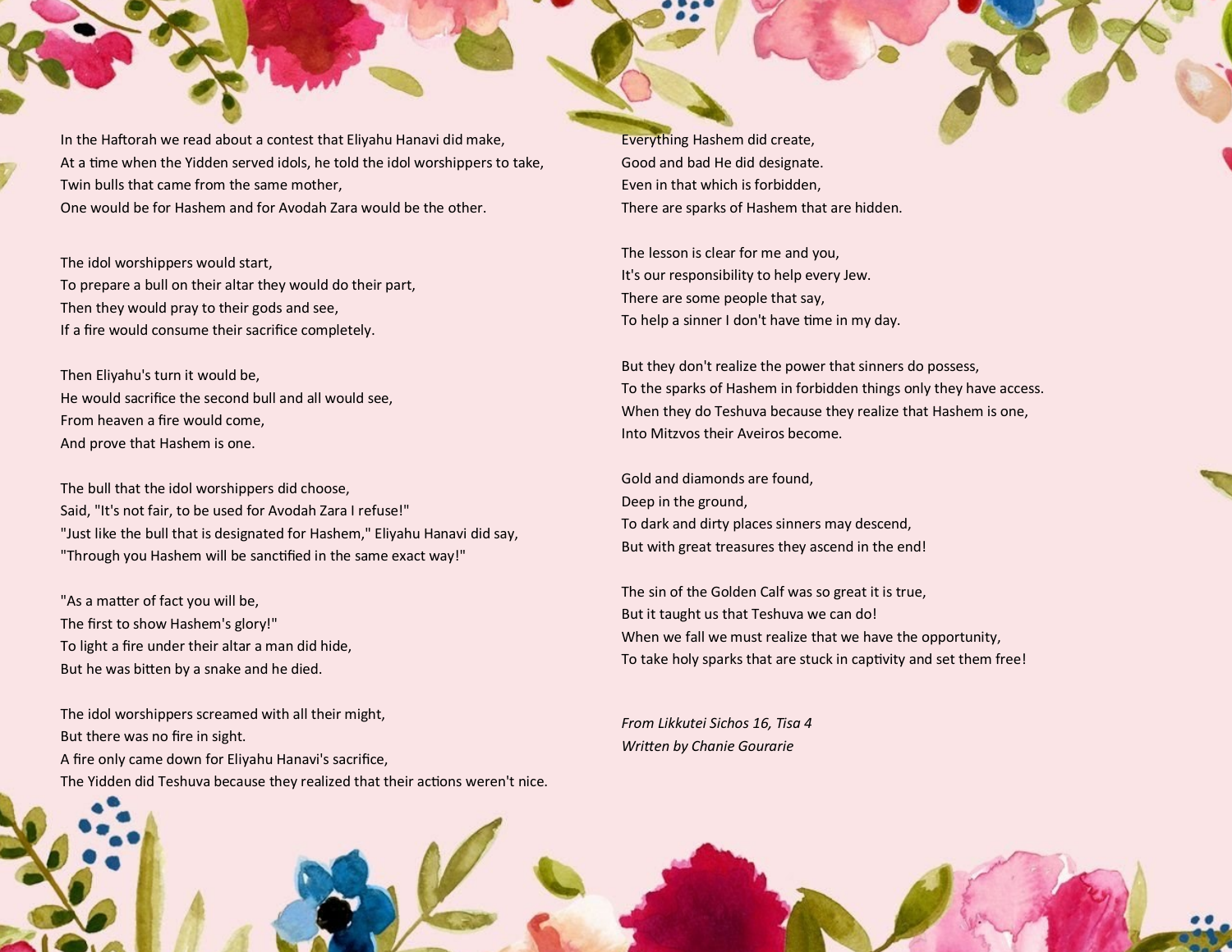In the Haftorah we read about a contest that Eliyahu Hanavi did make,
At a time when the Yidden served idols, he told the idol worshippers to take,
Twin bulls that came from the same mother,
One would be for Hashem and for Avodah Zara would be the other.

The idol worshippers would start,
To prepare a bull on their altar they would do their part,
Then they would pray to their gods and see,
If a fire would consume their sacrifice completely.

Then Eliyahu's turn it would be,
He would sacrifice the second bull and all would see,
From heaven a fire would come,
And prove that Hashem is one.

The bull that the idol worshippers did choose,
Said, "It's not fair, to be used for Avodah Zara I refuse!"
"Just like the bull that is designated for Hashem," Eliyahu Hanavi did say,
"Through you Hashem will be sanctified in the same exact way!"

"As a matter of fact you will be,
The first to show Hashem's glory!"
To light a fire under their altar a man did hide,
But he was bitten by a snake and he died.

The idol worshippers screamed with all their might,
But there was no fire in sight.
A fire only came down for Eliyahu Hanavi's sacrifice,
The Yidden did Teshuva because they realized that their actions weren't nice.

Everything Hashem did create,
Good and bad He did designate.
Even in that which is forbidden,
There are sparks of Hashem that are hidden.

The lesson is clear for me and you,
It's our responsibility to help every Jew.
There are some people that say,
To help a sinner I don't have time in my day.

But they don't realize the power that sinners do possess,
To the sparks of Hashem in forbidden things only they have access.
When they do Teshuva because they realize that Hashem is one,
Into Mitzvos their Aveiros become.

Gold and diamonds are found,
Deep in the ground,
To dark and dirty places sinners may descend,
But with great treasures they ascend in the end!

The sin of the Golden Calf was so great it is true,
But it taught us that Teshuva we can do!
When we fall we must realize that we have the opportunity,
To take holy sparks that are stuck in captivity and set them free!

*From Likkutei Sichos 16, Tisa 4*
*Written by Chanie Gourarie*